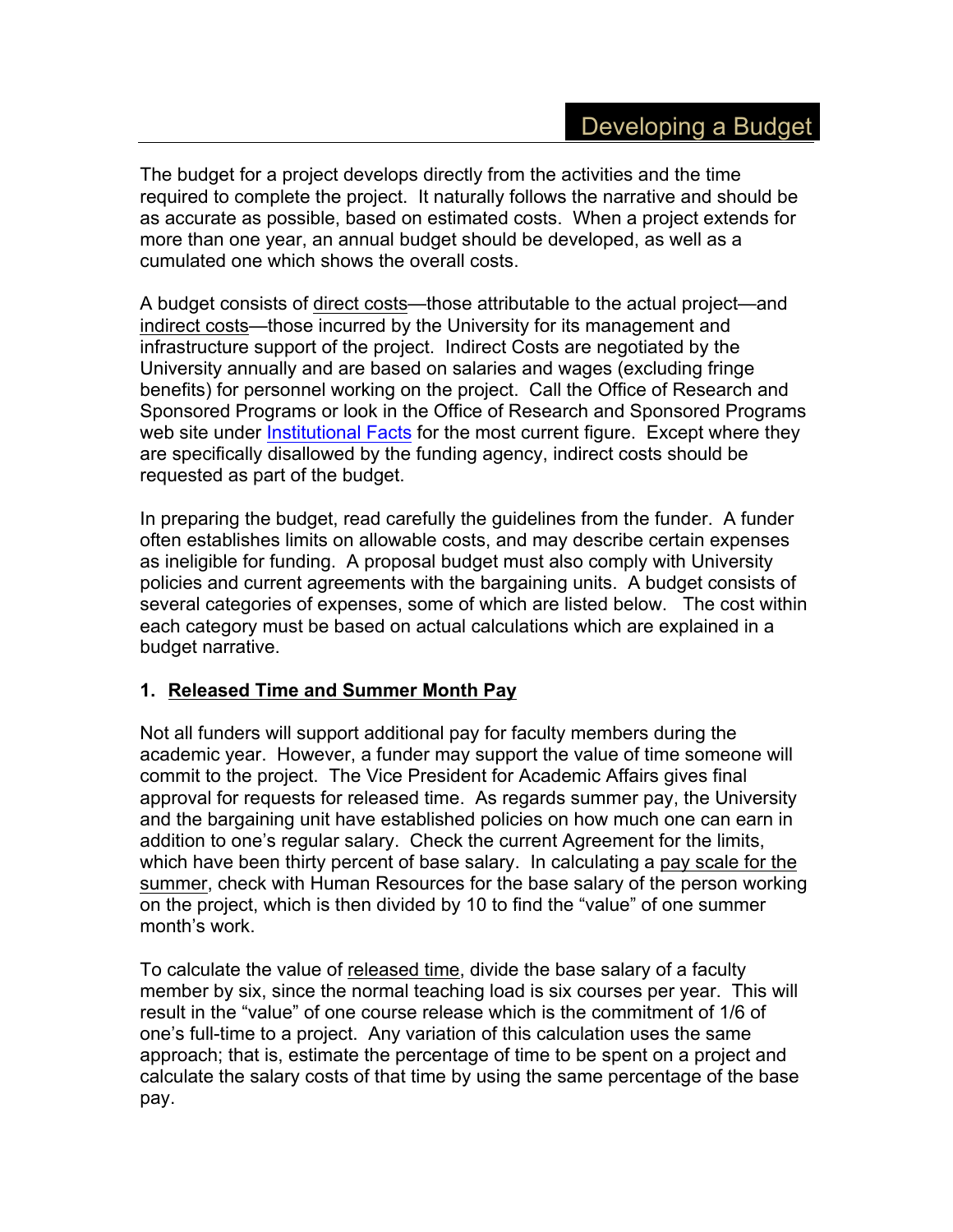# Developing a Budget

The budget for a project develops directly from the activities and the time required to complete the project. It naturally follows the narrative and should be as accurate as possible, based on estimated costs. When a project extends for more than one year, an annual budget should be developed, as well as a cumulated one which shows the overall costs.

A budget consists of direct costs—those attributable to the actual project—and indirect costs—those incurred by the University for its management and infrastructure support of the project. Indirect Costs are negotiated by the University annually and are based on salaries and wages (excluding fringe benefits) for personnel working on the project. Call the Office of Research and Sponsored Programs or look in the Office of Research and Sponsored Programs web site under Institutional Facts for the most current figure. Except where they are specifically disallowed by the funding agency, indirect costs should be requested as part of the budget.

In preparing the budget, read carefully the guidelines from the funder. A funder often establishes limits on allowable costs, and may describe certain expenses as ineligible for funding. A proposal budget must also comply with University policies and current agreements with the bargaining units. A budget consists of several categories of expenses, some of which are listed below. The cost within each category must be based on actual calculations which are explained in a budget narrative.

## 1. Released Time and Summer Month Pay

Not all funders will support additional pay for faculty members during the academic year. However, a funder may support the value of time someone will commit to the project. The Vice President for Academic Affairs gives final approval for requests for released time. As regards summer pay, the University and the bargaining unit have established policies on how much one can earn in addition to one's regular salary. Check the current Agreement for the limits, which have been thirty percent of base salary. In calculating a pay scale for the summer, check with Human Resources for the base salary of the person working on the project, which is then divided by 10 to find the "value" of one summer month's work.

To calculate the value of released time, divide the base salary of a faculty member by six, since the normal teaching load is six courses per year. This will result in the "value" of one course release which is the commitment of 1/6 of one's full-time to a project. Any variation of this calculation uses the same approach; that is, estimate the percentage of time to be spent on a project and calculate the salary costs of that time by using the same percentage of the base pay.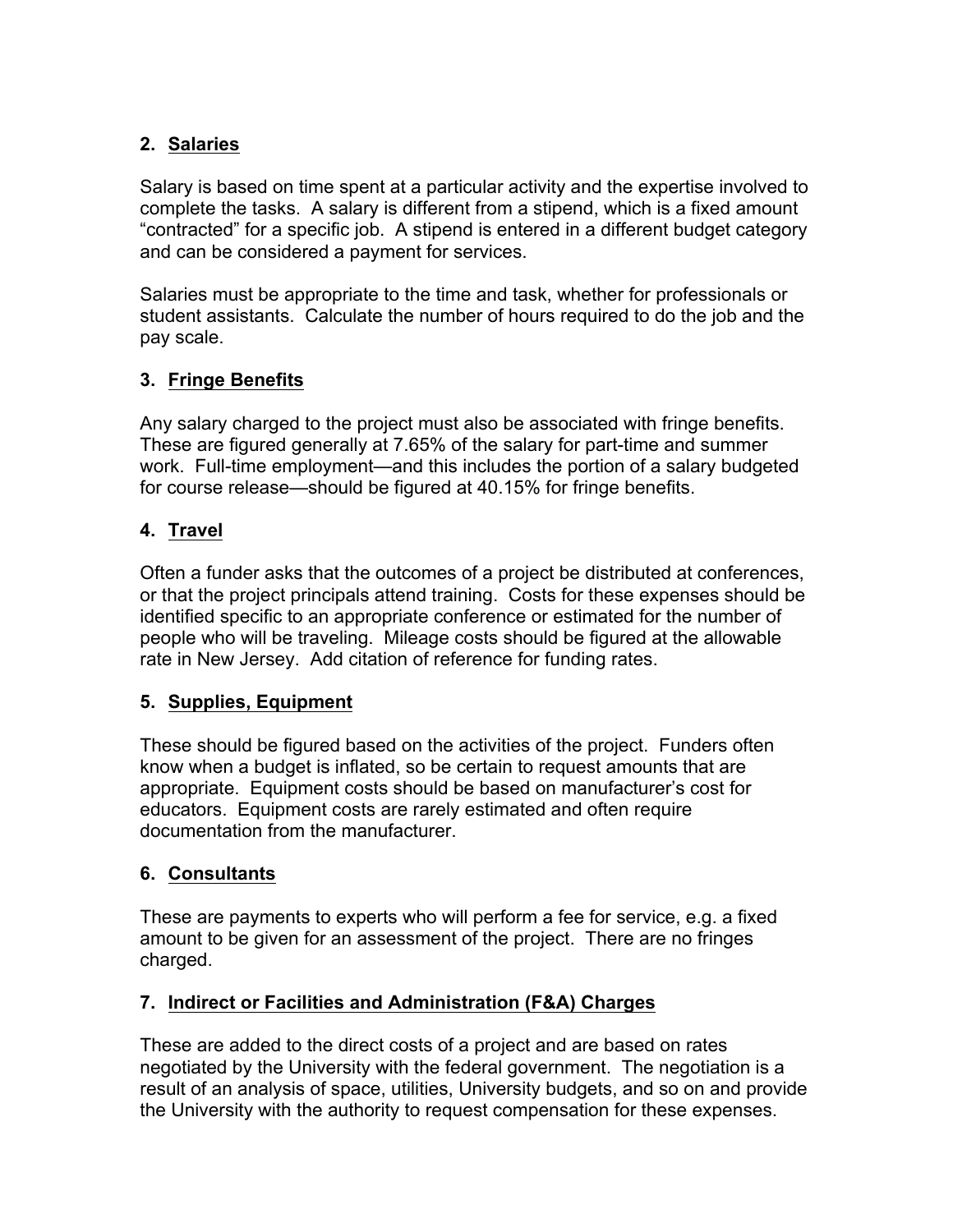### 2. Salaries

Salary is based on time spent at a particular activity and the expertise involved to complete the tasks. A salary is different from a stipend, which is a fixed amount "contracted" for a specific job. A stipend is entered in a different budget category and can be considered a payment for services.

Salaries must be appropriate to the time and task, whether for professionals or student assistants. Calculate the number of hours required to do the job and the pay scale.

### 3. Fringe Benefits

Any salary charged to the project must also be associated with fringe benefits. These are figured generally at 7.65% of the salary for part-time and summer work. Full-time employment—and this includes the portion of a salary budgeted for course release—should be figured at 40.15% for fringe benefits.

### 4. Travel

Often a funder asks that the outcomes of a project be distributed at conferences, or that the project principals attend training. Costs for these expenses should be identified specific to an appropriate conference or estimated for the number of people who will be traveling. Mileage costs should be figured at the allowable rate in New Jersey. Add citation of reference for funding rates.

### 5. Supplies, Equipment

These should be figured based on the activities of the project. Funders often know when a budget is inflated, so be certain to request amounts that are appropriate. Equipment costs should be based on manufacturer's cost for educators. Equipment costs are rarely estimated and often require documentation from the manufacturer.

### 6. Consultants

These are payments to experts who will perform a fee for service, e.g. a fixed amount to be given for an assessment of the project. There are no fringes charged.

### 7. Indirect or Facilities and Administration (F&A) Charges

These are added to the direct costs of a project and are based on rates negotiated by the University with the federal government. The negotiation is a result of an analysis of space, utilities, University budgets, and so on and provide the University with the authority to request compensation for these expenses.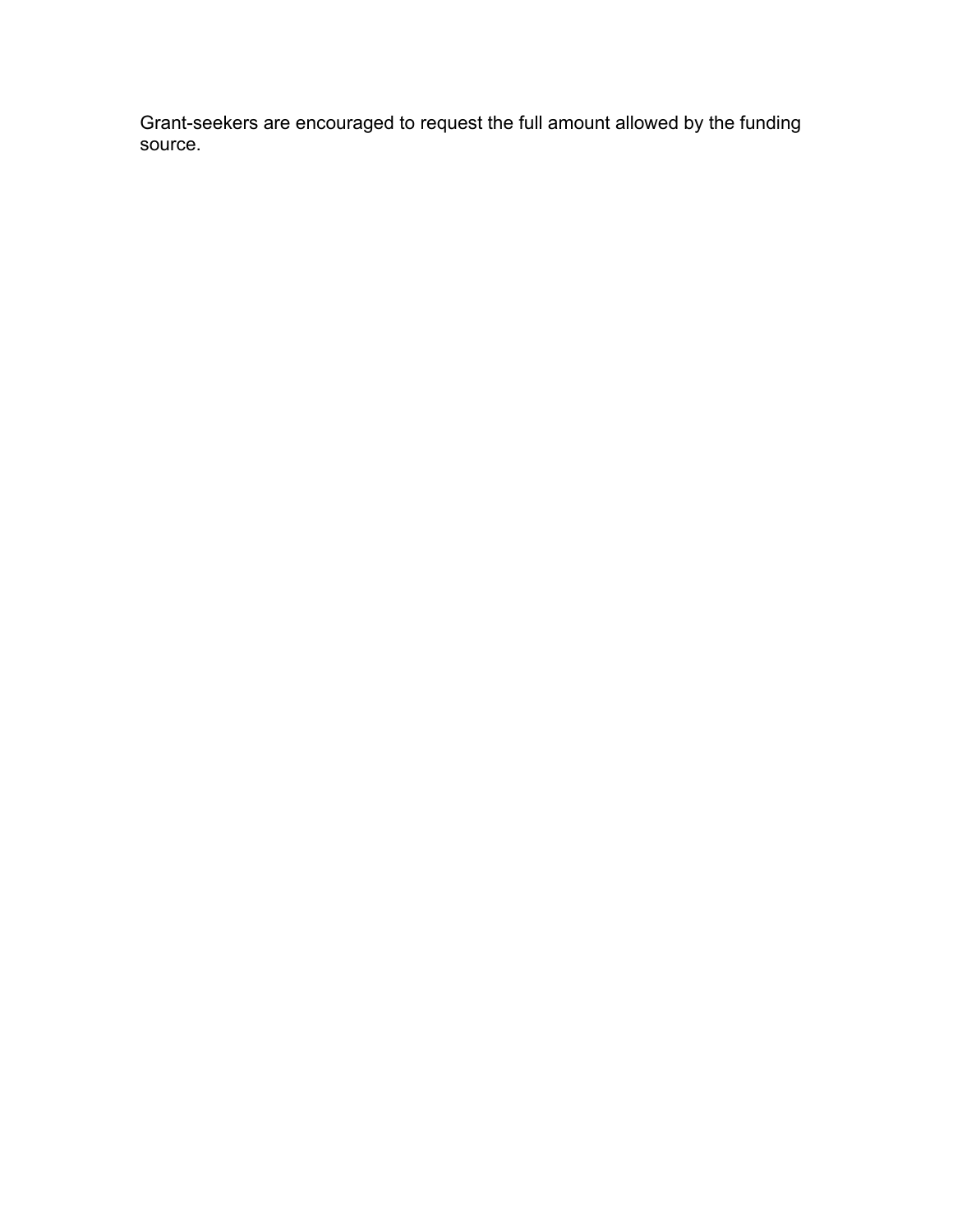Grant-seekers are encouraged to request the full amount allowed by the funding source.